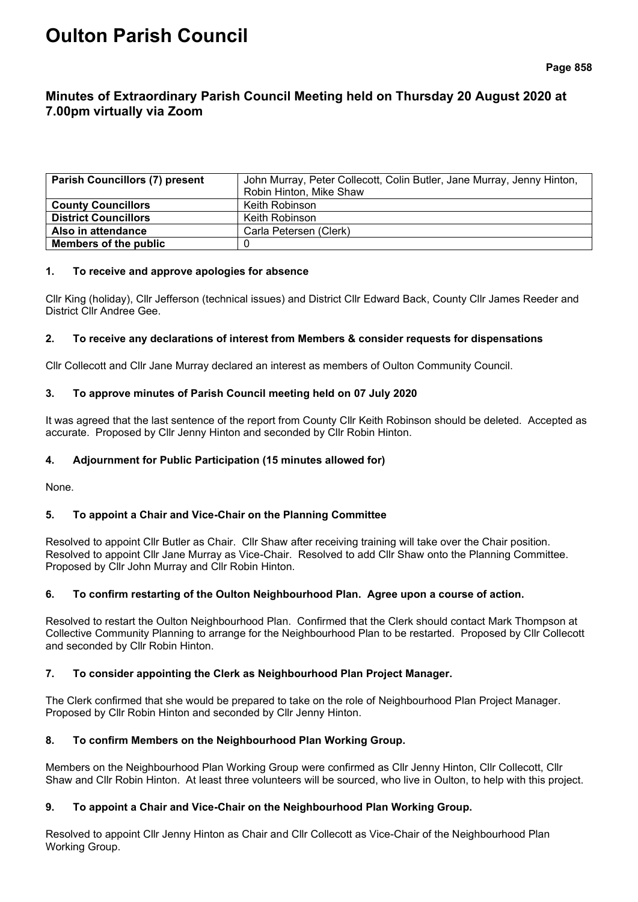# Oulton Parish Council

## Minutes of Extraordinary Parish Council Meeting held on Thursday 20 August 2020 at 7.00pm virtually via Zoom

| **Parish Councillors (7) present** | John Murray, Peter Collecott, Colin Butler, Jane Murray, Jenny Hinton, Robin Hinton, Mike Shaw |
|---|---|
| **County Councillors** | Keith Robinson |
| **District Councillors** | Keith Robinson |
| **Also in attendance** | Carla Petersen (Clerk) |
| **Members of the public** | 0 |

### 1. To receive and approve apologies for absence

Cllr King (holiday), Cllr Jefferson (technical issues) and District Cllr Edward Back, County Cllr James Reeder and District Cllr Andree Gee.

### 2. To receive any declarations of interest from Members & consider requests for dispensations

Cllr Collecott and Cllr Jane Murray declared an interest as members of Oulton Community Council.

### 3. To approve minutes of Parish Council meeting held on 07 July 2020

It was agreed that the last sentence of the report from County Cllr Keith Robinson should be deleted. Accepted as accurate. Proposed by Cllr Jenny Hinton and seconded by Cllr Robin Hinton.

### 4. Adjournment for Public Participation (15 minutes allowed for)

None.

### 5. To appoint a Chair and Vice-Chair on the Planning Committee

Resolved to appoint Cllr Butler as Chair. Cllr Shaw after receiving training will take over the Chair position. Resolved to appoint Cllr Jane Murray as Vice-Chair. Resolved to add Cllr Shaw onto the Planning Committee. Proposed by Cllr John Murray and Cllr Robin Hinton.

### 6. To confirm restarting of the Oulton Neighbourhood Plan. Agree upon a course of action.

Resolved to restart the Oulton Neighbourhood Plan. Confirmed that the Clerk should contact Mark Thompson at Collective Community Planning to arrange for the Neighbourhood Plan to be restarted. Proposed by Cllr Collecott and seconded by Cllr Robin Hinton.

### 7. To consider appointing the Clerk as Neighbourhood Plan Project Manager.

The Clerk confirmed that she would be prepared to take on the role of Neighbourhood Plan Project Manager. Proposed by Cllr Robin Hinton and seconded by Cllr Jenny Hinton.

### 8. To confirm Members on the Neighbourhood Plan Working Group.

Members on the Neighbourhood Plan Working Group were confirmed as Cllr Jenny Hinton, Cllr Collecott, Cllr Shaw and Cllr Robin Hinton. At least three volunteers will be sourced, who live in Oulton, to help with this project.

### 9. To appoint a Chair and Vice-Chair on the Neighbourhood Plan Working Group.

Resolved to appoint Cllr Jenny Hinton as Chair and Cllr Collecott as Vice-Chair of the Neighbourhood Plan Working Group.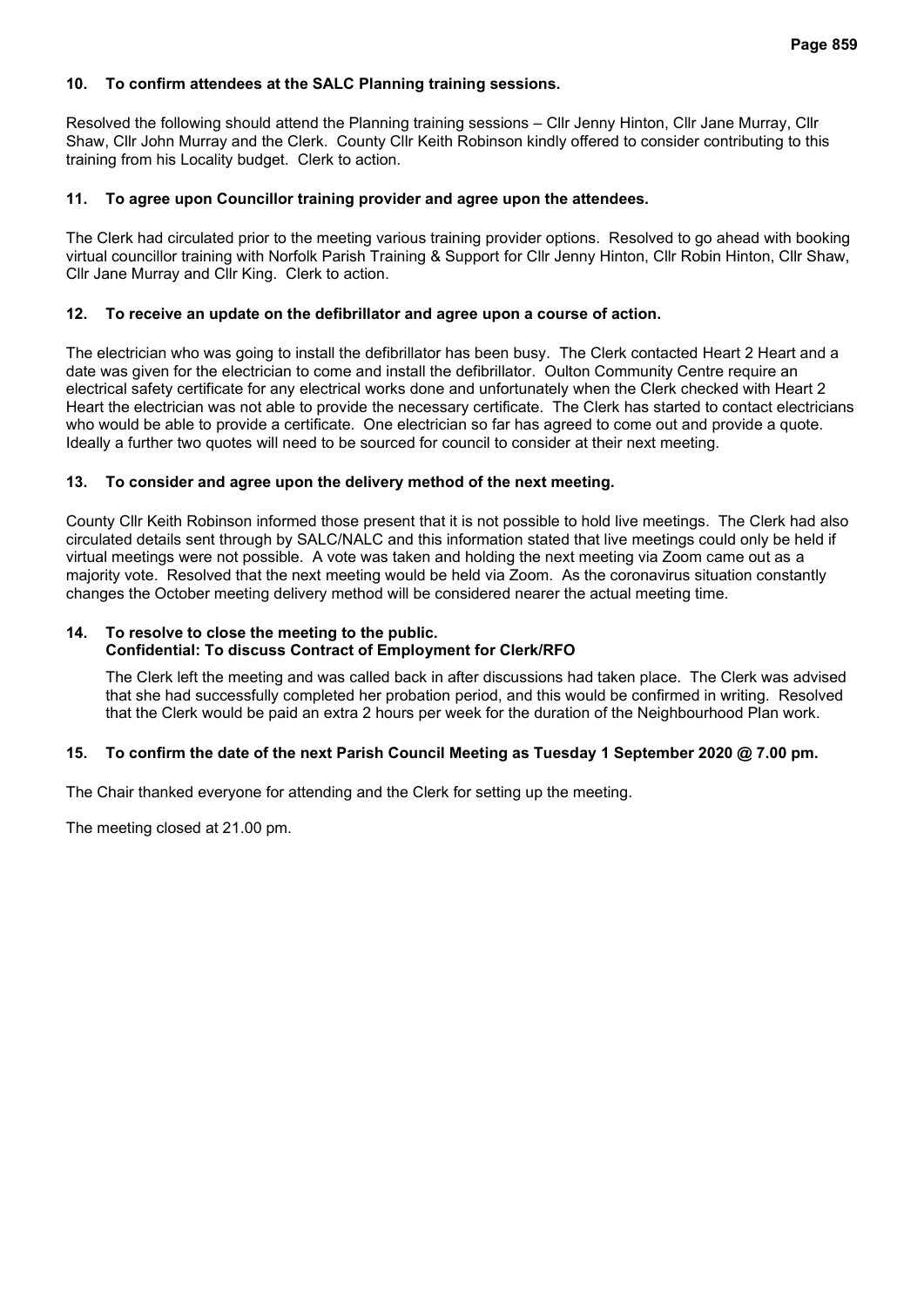**10. To confirm attendees at the SALC Planning training sessions.**

Resolved the following should attend the Planning training sessions – Cllr Jenny Hinton, Cllr Jane Murray, Cllr Shaw, Cllr John Murray and the Clerk. County Cllr Keith Robinson kindly offered to consider contributing to this training from his Locality budget. Clerk to action.

**11. To agree upon Councillor training provider and agree upon the attendees.**

The Clerk had circulated prior to the meeting various training provider options. Resolved to go ahead with booking virtual councillor training with Norfolk Parish Training & Support for Cllr Jenny Hinton, Cllr Robin Hinton, Cllr Shaw, Cllr Jane Murray and Cllr King. Clerk to action.

**12. To receive an update on the defibrillator and agree upon a course of action.**

The electrician who was going to install the defibrillator has been busy. The Clerk contacted Heart 2 Heart and a date was given for the electrician to come and install the defibrillator. Oulton Community Centre require an electrical safety certificate for any electrical works done and unfortunately when the Clerk checked with Heart 2 Heart the electrician was not able to provide the necessary certificate. The Clerk has started to contact electricians who would be able to provide a certificate. One electrician so far has agreed to come out and provide a quote. Ideally a further two quotes will need to be sourced for council to consider at their next meeting.

**13. To consider and agree upon the delivery method of the next meeting.**

County Cllr Keith Robinson informed those present that it is not possible to hold live meetings. The Clerk had also circulated details sent through by SALC/NALC and this information stated that live meetings could only be held if virtual meetings were not possible. A vote was taken and holding the next meeting via Zoom came out as a majority vote. Resolved that the next meeting would be held via Zoom. As the coronavirus situation constantly changes the October meeting delivery method will be considered nearer the actual meeting time.

**14. To resolve to close the meeting to the public.**
**Confidential: To discuss Contract of Employment for Clerk/RFO**

The Clerk left the meeting and was called back in after discussions had taken place. The Clerk was advised that she had successfully completed her probation period, and this would be confirmed in writing. Resolved that the Clerk would be paid an extra 2 hours per week for the duration of the Neighbourhood Plan work.

**15. To confirm the date of the next Parish Council Meeting as Tuesday 1 September 2020 @ 7.00 pm.**

The Chair thanked everyone for attending and the Clerk for setting up the meeting.

The meeting closed at 21.00 pm.